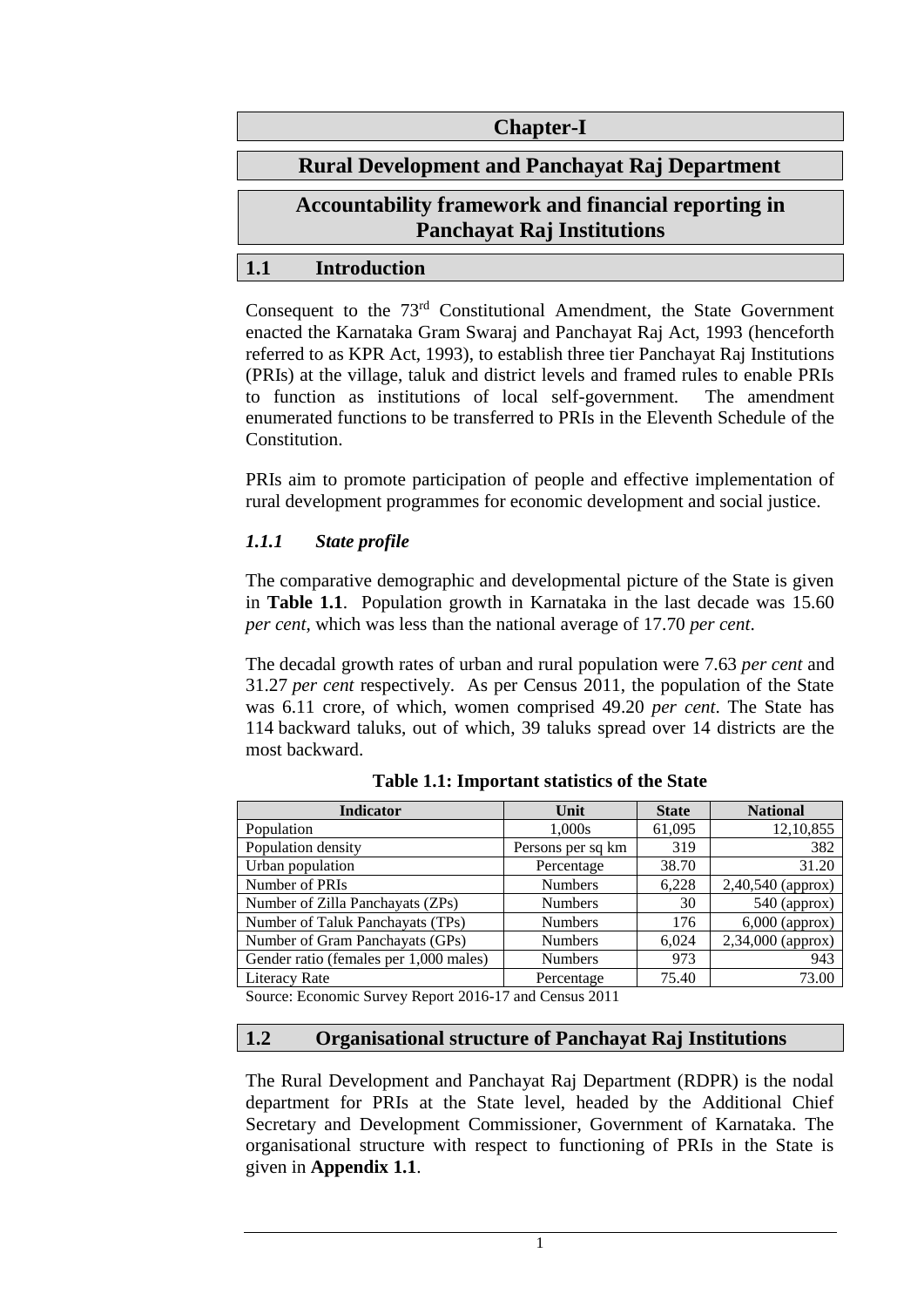# Chapter-I

# Rural Development and Panchayat Raj Department

## Accountability framework and financial reporting in Panchayat Raj Institutions

## 1.1 Introduction

Consequent to the 73rd Constitutional Amendment, the State Government enacted the Karnataka Gram Swaraj and Panchayat Raj Act, 1993 (henceforth referred to as KPR Act, 1993), to establish three tier Panchayat Raj Institutions (PRIs) at the village, taluk and district levels and framed rules to enable PRIs to function as institutions of local self-government. The amendment enumerated functions to be transferred to PRIs in the Eleventh Schedule of the Constitution.

PRIs aim to promote participation of people and effective implementation of rural development programmes for economic development and social justice.

### *1.1.1 State profile*

The comparative demographic and developmental picture of the State is given in **Table 1.1**. Population growth in Karnataka in the last decade was 15.60 *per cent*, which was less than the national average of 17.70 *per cent*.

The decadal growth rates of urban and rural population were 7.63 *per cent* and 31.27 *per cent* respectively. As per Census 2011, the population of the State was 6.11 crore, of which, women comprised 49.20 *per cent*. The State has 114 backward taluks, out of which, 39 taluks spread over 14 districts are the most backward.

**Table 1.1: Important statistics of the State**

| Indicator | Unit | State | National |
|---|---|---|---|
| Population | 1,000s | 61,095 | 12,10,855 |
| Population density | Persons per sq km | 319 | 382 |
| Urban population | Percentage | 38.70 | 31.20 |
| Number of PRIs | Numbers | 6,228 | 2,40,540 (approx) |
| Number of Zilla Panchayats (ZPs) | Numbers | 30 | 540 (approx) |
| Number of Taluk Panchayats (TPs) | Numbers | 176 | 6,000 (approx) |
| Number of Gram Panchayats (GPs) | Numbers | 6,024 | 2,34,000 (approx) |
| Gender ratio (females per 1,000 males) | Numbers | 973 | 943 |
| Literacy Rate | Percentage | 75.40 | 73.00 |

Source: Economic Survey Report 2016-17 and Census 2011

## 1.2 Organisational structure of Panchayat Raj Institutions

The Rural Development and Panchayat Raj Department (RDPR) is the nodal department for PRIs at the State level, headed by the Additional Chief Secretary and Development Commissioner, Government of Karnataka. The organisational structure with respect to functioning of PRIs in the State is given in **Appendix 1.1**.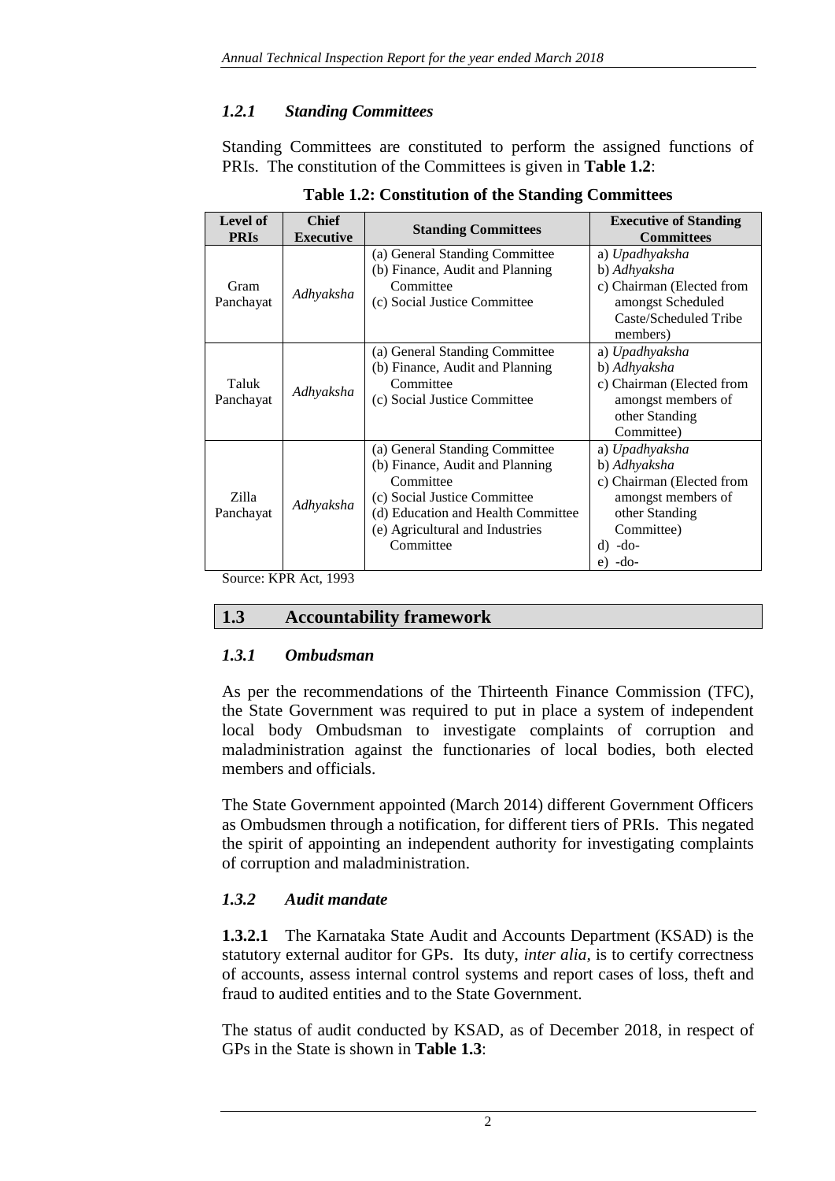### *1.2.1 Standing Committees*

Standing Committees are constituted to perform the assigned functions of PRIs. The constitution of the Committees is given in **Table 1.2**:

**Table 1.2: Constitution of the Standing Committees**

| Level of PRIs | Chief Executive | Standing Committees | Executive of Standing Committees |
|---|---|---|---|
| Gram Panchayat | *Adhyaksha* | (a) General Standing Committee<br>(b) Finance, Audit and Planning Committee<br>(c) Social Justice Committee | a) *Upadhyaksha*<br>b) *Adhyaksha*<br>c) Chairman (Elected from amongst Scheduled Caste/Scheduled Tribe members) |
| Taluk Panchayat | *Adhyaksha* | (a) General Standing Committee<br>(b) Finance, Audit and Planning Committee<br>(c) Social Justice Committee | a) *Upadhyaksha*<br>b) *Adhyaksha*<br>c) Chairman (Elected from amongst members of other Standing Committee) |
| Zilla Panchayat | *Adhyaksha* | (a) General Standing Committee<br>(b) Finance, Audit and Planning Committee<br>(c) Social Justice Committee<br>(d) Education and Health Committee<br>(e) Agricultural and Industries Committee | a) *Upadhyaksha*<br>b) *Adhyaksha*<br>c) Chairman (Elected from amongst members of other Standing Committee)<br>d) -do-<br>e) -do- |

Source: KPR Act, 1993

## 1.3 Accountability framework

### *1.3.1 Ombudsman*

As per the recommendations of the Thirteenth Finance Commission (TFC), the State Government was required to put in place a system of independent local body Ombudsman to investigate complaints of corruption and maladministration against the functionaries of local bodies, both elected members and officials.

The State Government appointed (March 2014) different Government Officers as Ombudsmen through a notification, for different tiers of PRIs. This negated the spirit of appointing an independent authority for investigating complaints of corruption and maladministration.

### *1.3.2 Audit mandate*

**1.3.2.1** The Karnataka State Audit and Accounts Department (KSAD) is the statutory external auditor for GPs. Its duty, *inter alia*, is to certify correctness of accounts, assess internal control systems and report cases of loss, theft and fraud to audited entities and to the State Government.

The status of audit conducted by KSAD, as of December 2018, in respect of GPs in the State is shown in **Table 1.3**: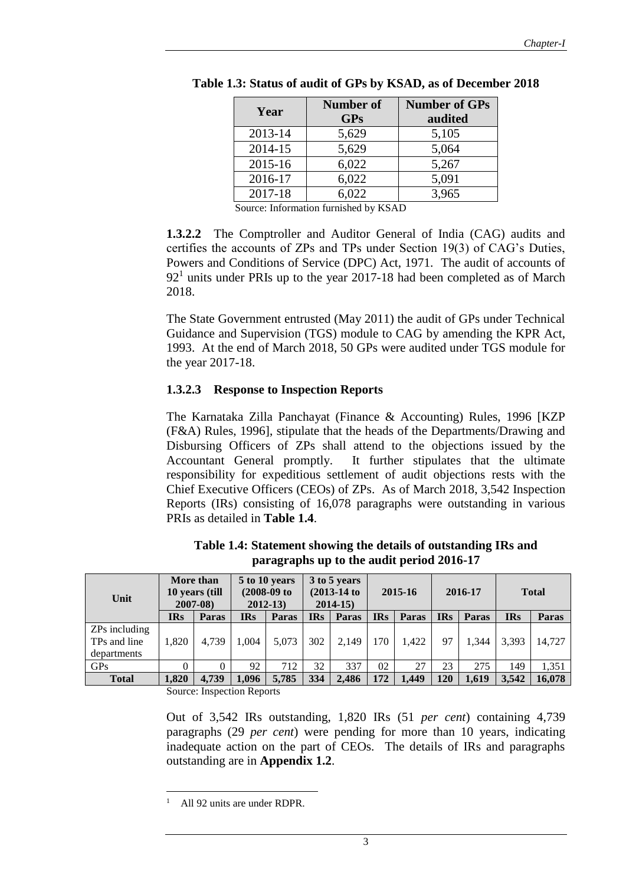**Table 1.3: Status of audit of GPs by KSAD, as of December 2018**

| Year | Number of GPs | Number of GPs audited |
|---|---|---|
| 2013-14 | 5,629 | 5,105 |
| 2014-15 | 5,629 | 5,064 |
| 2015-16 | 6,022 | 5,267 |
| 2016-17 | 6,022 | 5,091 |
| 2017-18 | 6,022 | 3,965 |

Source: Information furnished by KSAD

**1.3.2.2** The Comptroller and Auditor General of India (CAG) audits and certifies the accounts of ZPs and TPs under Section 19(3) of CAG's Duties, Powers and Conditions of Service (DPC) Act, 1971. The audit of accounts of 92[1] units under PRIs up to the year 2017-18 had been completed as of March 2018.

The State Government entrusted (May 2011) the audit of GPs under Technical Guidance and Supervision (TGS) module to CAG by amending the KPR Act, 1993. At the end of March 2018, 50 GPs were audited under TGS module for the year 2017-18.

### 1.3.2.3 Response to Inspection Reports

The Karnataka Zilla Panchayat (Finance & Accounting) Rules, 1996 [KZP (F&A) Rules, 1996], stipulate that the heads of the Departments/Drawing and Disbursing Officers of ZPs shall attend to the objections issued by the Accountant General promptly. It further stipulates that the ultimate responsibility for expeditious settlement of audit objections rests with the Chief Executive Officers (CEOs) of ZPs. As of March 2018, 3,542 Inspection Reports (IRs) consisting of 16,078 paragraphs were outstanding in various PRIs as detailed in **Table 1.4**.

**Table 1.4: Statement showing the details of outstanding IRs and paragraphs up to the audit period 2016-17**

| Unit | More than 10 years (till 2007-08) | | 5 to 10 years (2008-09 to 2012-13) | | 3 to 5 years (2013-14 to 2014-15) | | 2015-16 | | 2016-17 | | Total | |
|---|---|---|---|---|---|---|---|---|---|---|---|---|
| | IRs | Paras | IRs | Paras | IRs | Paras | IRs | Paras | IRs | Paras | IRs | Paras |
| ZPs including TPs and line departments | 1,820 | 4,739 | 1,004 | 5,073 | 302 | 2,149 | 170 | 1,422 | 97 | 1,344 | 3,393 | 14,727 |
| GPs | 0 | 0 | 92 | 712 | 32 | 337 | 02 | 27 | 23 | 275 | 149 | 1,351 |
| **Total** | **1,820** | **4,739** | **1,096** | **5,785** | **334** | **2,486** | **172** | **1,449** | **120** | **1,619** | **3,542** | **16,078** |

Source: Inspection Reports

Out of 3,542 IRs outstanding, 1,820 IRs (51 *per cent*) containing 4,739 paragraphs (29 *per cent*) were pending for more than 10 years, indicating inadequate action on the part of CEOs. The details of IRs and paragraphs outstanding are in **Appendix 1.2**.

[1] All 92 units are under RDPR.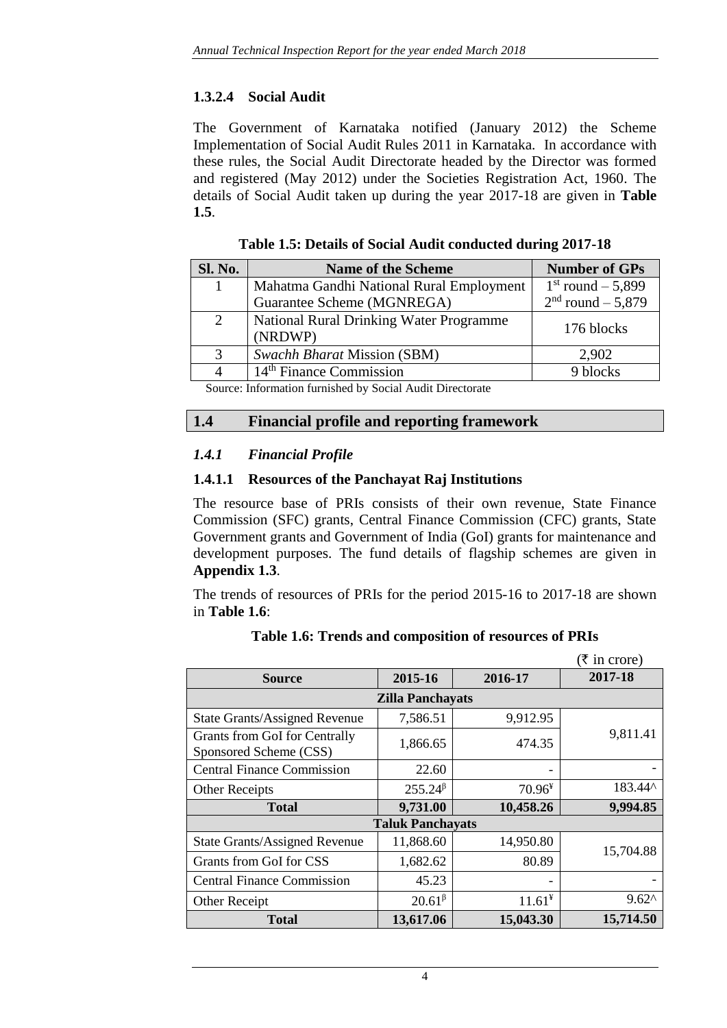### 1.3.2.4 Social Audit

The Government of Karnataka notified (January 2012) the Scheme Implementation of Social Audit Rules 2011 in Karnataka. In accordance with these rules, the Social Audit Directorate headed by the Director was formed and registered (May 2012) under the Societies Registration Act, 1960. The details of Social Audit taken up during the year 2017-18 are given in **Table 1.5**.

**Table 1.5: Details of Social Audit conducted during 2017-18**

| Sl. No. | Name of the Scheme | Number of GPs |
|---|---|---|
| 1 | Mahatma Gandhi National Rural Employment Guarantee Scheme (MGNREGA) | 1st round – 5,899<br>2nd round – 5,879 |
| 2 | National Rural Drinking Water Programme (NRDWP) | 176 blocks |
| 3 | *Swachh Bharat* Mission (SBM) | 2,902 |
| 4 | 14th Finance Commission | 9 blocks |

Source: Information furnished by Social Audit Directorate

## 1.4 Financial profile and reporting framework

### *1.4.1 Financial Profile*

#### 1.4.1.1 Resources of the Panchayat Raj Institutions

The resource base of PRIs consists of their own revenue, State Finance Commission (SFC) grants, Central Finance Commission (CFC) grants, State Government grants and Government of India (GoI) grants for maintenance and development purposes. The fund details of flagship schemes are given in **Appendix 1.3**.

The trends of resources of PRIs for the period 2015-16 to 2017-18 are shown in **Table 1.6**:

**Table 1.6: Trends and composition of resources of PRIs**

(₹ in crore)

| Source | 2015-16 | 2016-17 | 2017-18 |
|---|---|---|---|
| **Zilla Panchayats** | | | |
| State Grants/Assigned Revenue | 7,586.51 | 9,912.95 | 9,811.41 |
| Grants from GoI for Centrally Sponsored Scheme (CSS) | 1,866.65 | 474.35 | |
| Central Finance Commission | 22.60 | - | - |
| Other Receipts | 255.24[β] | 70.96[¥] | 183.44[^] |
| **Total** | **9,731.00** | **10,458.26** | **9,994.85** |
| **Taluk Panchayats** | | | |
| State Grants/Assigned Revenue | 11,868.60 | 14,950.80 | 15,704.88 |
| Grants from GoI for CSS | 1,682.62 | 80.89 | |
| Central Finance Commission | 45.23 | - | - |
| Other Receipt | 20.61[β] | 11.61[¥] | 9.62[^] |
| **Total** | **13,617.06** | **15,043.30** | **15,714.50** |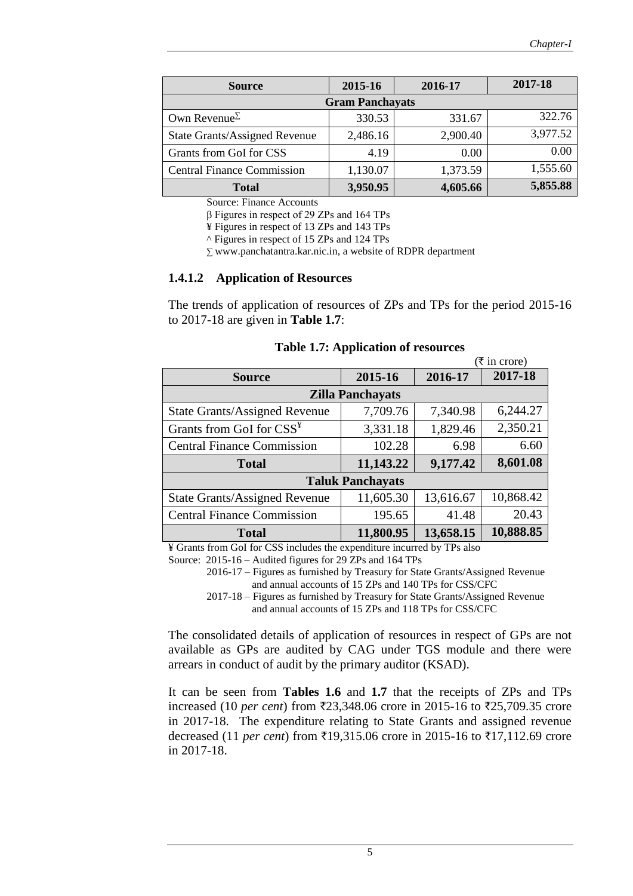| Source | 2015-16 | 2016-17 | 2017-18 |
|---|---|---|---|
| **Gram Panchayats** | | | |
| Own Revenue$^{\Sigma}$ | 330.53 | 331.67 | 322.76 |
| State Grants/Assigned Revenue | 2,486.16 | 2,900.40 | 3,977.52 |
| Grants from GoI for CSS | 4.19 | 0.00 | 0.00 |
| Central Finance Commission | 1,130.07 | 1,373.59 | 1,555.60 |
| **Total** | **3,950.95** | **4,605.66** | **5,855.88** |

Source: Finance Accounts

β Figures in respect of 29 ZPs and 164 TPs

¥ Figures in respect of 13 ZPs and 143 TPs

^ Figures in respect of 15 ZPs and 124 TPs

∑ www.panchatantra.kar.nic.in, a website of RDPR department

#### 1.4.1.2 Application of Resources

The trends of application of resources of ZPs and TPs for the period 2015-16 to 2017-18 are given in **Table 1.7**:

**Table 1.7: Application of resources**

(₹ in crore)

| Source | 2015-16 | 2016-17 | 2017-18 |
|---|---|---|---|
| **Zilla Panchayats** | | | |
| State Grants/Assigned Revenue | 7,709.76 | 7,340.98 | 6,244.27 |
| Grants from GoI for CSS$^{¥}$ | 3,331.18 | 1,829.46 | 2,350.21 |
| Central Finance Commission | 102.28 | 6.98 | 6.60 |
| **Total** | **11,143.22** | **9,177.42** | **8,601.08** |
| **Taluk Panchayats** | | | |
| State Grants/Assigned Revenue | 11,605.30 | 13,616.67 | 10,868.42 |
| Central Finance Commission | 195.65 | 41.48 | 20.43 |
| **Total** | **11,800.95** | **13,658.15** | **10,888.85** |

¥ Grants from GoI for CSS includes the expenditure incurred by TPs also

Source: 2015-16 – Audited figures for 29 ZPs and 164 TPs

2016-17 – Figures as furnished by Treasury for State Grants/Assigned Revenue and annual accounts of 15 ZPs and 140 TPs for CSS/CFC

2017-18 – Figures as furnished by Treasury for State Grants/Assigned Revenue and annual accounts of 15 ZPs and 118 TPs for CSS/CFC

The consolidated details of application of resources in respect of GPs are not available as GPs are audited by CAG under TGS module and there were arrears in conduct of audit by the primary auditor (KSAD).

It can be seen from **Tables 1.6** and **1.7** that the receipts of ZPs and TPs increased (10 *per cent*) from ₹23,348.06 crore in 2015-16 to ₹25,709.35 crore in 2017-18. The expenditure relating to State Grants and assigned revenue decreased (11 *per cent*) from ₹19,315.06 crore in 2015-16 to ₹17,112.69 crore in 2017-18.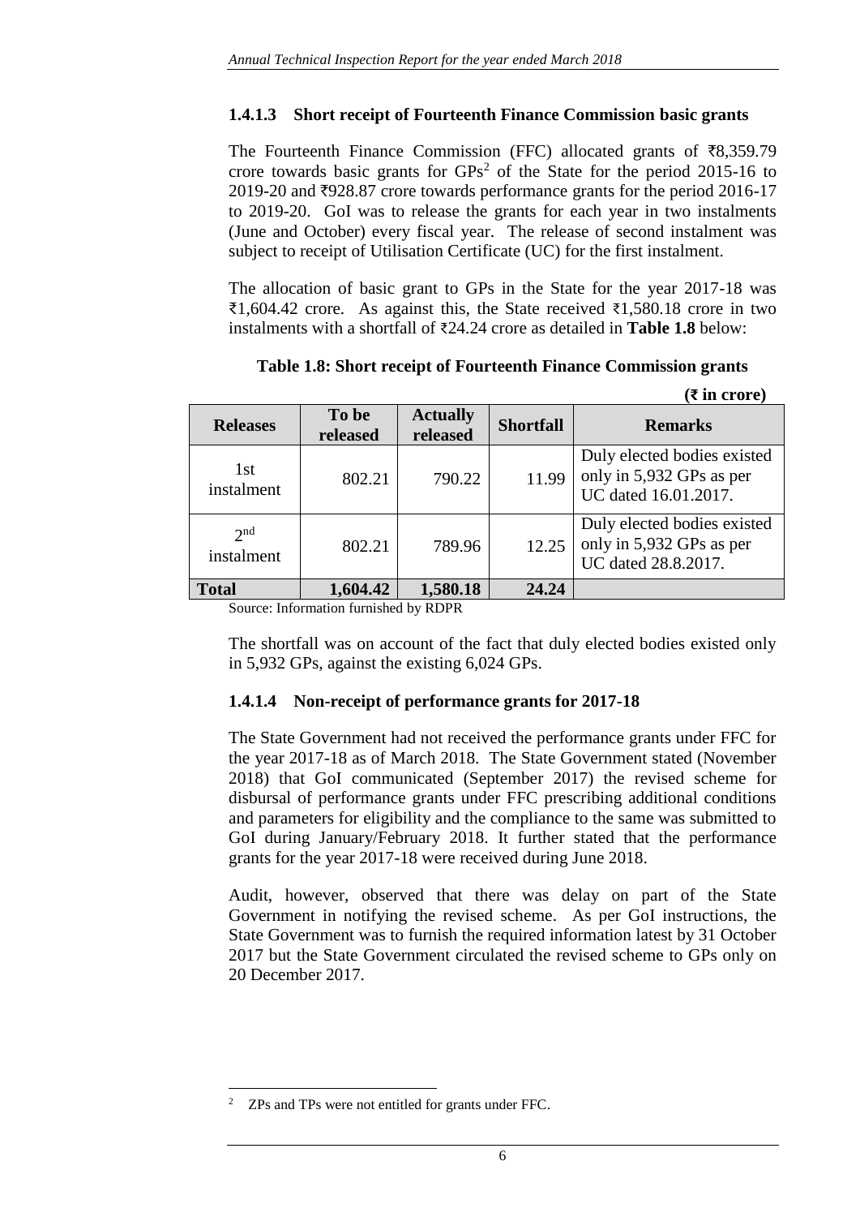### 1.4.1.3 Short receipt of Fourteenth Finance Commission basic grants

The Fourteenth Finance Commission (FFC) allocated grants of ₹8,359.79 crore towards basic grants for GPs[2] of the State for the period 2015-16 to 2019-20 and ₹928.87 crore towards performance grants for the period 2016-17 to 2019-20. GoI was to release the grants for each year in two instalments (June and October) every fiscal year. The release of second instalment was subject to receipt of Utilisation Certificate (UC) for the first instalment.

The allocation of basic grant to GPs in the State for the year 2017-18 was ₹1,604.42 crore. As against this, the State received ₹1,580.18 crore in two instalments with a shortfall of ₹24.24 crore as detailed in **Table 1.8** below:

**Table 1.8: Short receipt of Fourteenth Finance Commission grants**

**(₹ in crore)**

| Releases | To be released | Actually released | Shortfall | Remarks |
|---|---|---|---|---|
| 1st instalment | 802.21 | 790.22 | 11.99 | Duly elected bodies existed only in 5,932 GPs as per UC dated 16.01.2017. |
| 2nd instalment | 802.21 | 789.96 | 12.25 | Duly elected bodies existed only in 5,932 GPs as per UC dated 28.8.2017. |
| **Total** | **1,604.42** | **1,580.18** | **24.24** | |

Source: Information furnished by RDPR

The shortfall was on account of the fact that duly elected bodies existed only in 5,932 GPs, against the existing 6,024 GPs.

### 1.4.1.4 Non-receipt of performance grants for 2017-18

The State Government had not received the performance grants under FFC for the year 2017-18 as of March 2018. The State Government stated (November 2018) that GoI communicated (September 2017) the revised scheme for disbursal of performance grants under FFC prescribing additional conditions and parameters for eligibility and the compliance to the same was submitted to GoI during January/February 2018. It further stated that the performance grants for the year 2017-18 were received during June 2018.

Audit, however, observed that there was delay on part of the State Government in notifying the revised scheme. As per GoI instructions, the State Government was to furnish the required information latest by 31 October 2017 but the State Government circulated the revised scheme to GPs only on 20 December 2017.

---

[2] ZPs and TPs were not entitled for grants under FFC.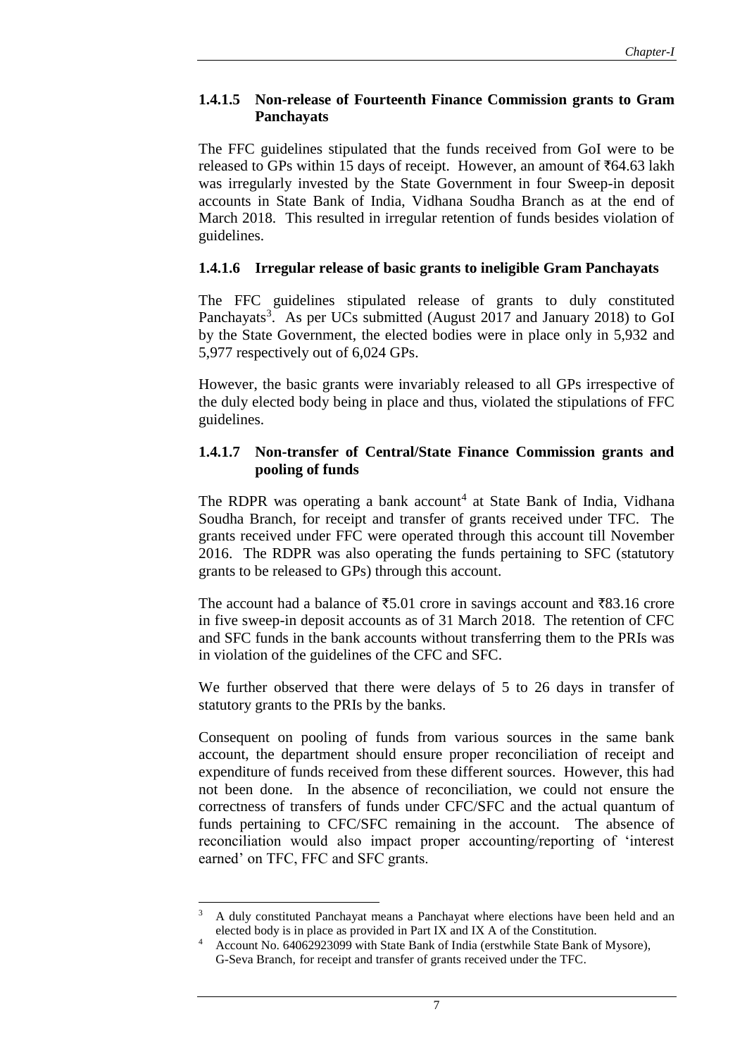### 1.4.1.5 Non-release of Fourteenth Finance Commission grants to Gram Panchayats

The FFC guidelines stipulated that the funds received from GoI were to be released to GPs within 15 days of receipt. However, an amount of ₹64.63 lakh was irregularly invested by the State Government in four Sweep-in deposit accounts in State Bank of India, Vidhana Soudha Branch as at the end of March 2018. This resulted in irregular retention of funds besides violation of guidelines.

### 1.4.1.6 Irregular release of basic grants to ineligible Gram Panchayats

The FFC guidelines stipulated release of grants to duly constituted Panchayats[3]. As per UCs submitted (August 2017 and January 2018) to GoI by the State Government, the elected bodies were in place only in 5,932 and 5,977 respectively out of 6,024 GPs.

However, the basic grants were invariably released to all GPs irrespective of the duly elected body being in place and thus, violated the stipulations of FFC guidelines.

### 1.4.1.7 Non-transfer of Central/State Finance Commission grants and pooling of funds

The RDPR was operating a bank account[4] at State Bank of India, Vidhana Soudha Branch, for receipt and transfer of grants received under TFC. The grants received under FFC were operated through this account till November 2016. The RDPR was also operating the funds pertaining to SFC (statutory grants to be released to GPs) through this account.

The account had a balance of ₹5.01 crore in savings account and ₹83.16 crore in five sweep-in deposit accounts as of 31 March 2018. The retention of CFC and SFC funds in the bank accounts without transferring them to the PRIs was in violation of the guidelines of the CFC and SFC.

We further observed that there were delays of 5 to 26 days in transfer of statutory grants to the PRIs by the banks.

Consequent on pooling of funds from various sources in the same bank account, the department should ensure proper reconciliation of receipt and expenditure of funds received from these different sources. However, this had not been done. In the absence of reconciliation, we could not ensure the correctness of transfers of funds under CFC/SFC and the actual quantum of funds pertaining to CFC/SFC remaining in the account. The absence of reconciliation would also impact proper accounting/reporting of 'interest earned' on TFC, FFC and SFC grants.

---

[3] A duly constituted Panchayat means a Panchayat where elections have been held and an elected body is in place as provided in Part IX and IX A of the Constitution.

[4] Account No. 64062923099 with State Bank of India (erstwhile State Bank of Mysore), G-Seva Branch, for receipt and transfer of grants received under the TFC.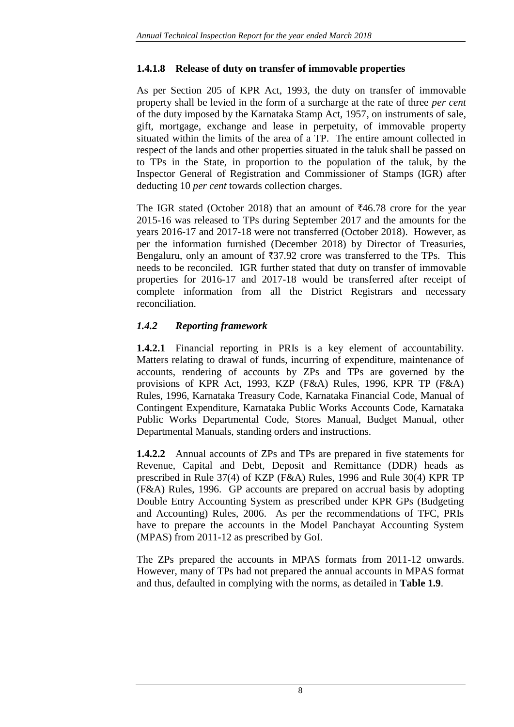#### 1.4.1.8 Release of duty on transfer of immovable properties

As per Section 205 of KPR Act, 1993, the duty on transfer of immovable property shall be levied in the form of a surcharge at the rate of three *per cent* of the duty imposed by the Karnataka Stamp Act, 1957, on instruments of sale, gift, mortgage, exchange and lease in perpetuity, of immovable property situated within the limits of the area of a TP. The entire amount collected in respect of the lands and other properties situated in the taluk shall be passed on to TPs in the State, in proportion to the population of the taluk, by the Inspector General of Registration and Commissioner of Stamps (IGR) after deducting 10 *per cent* towards collection charges.

The IGR stated (October 2018) that an amount of ₹46.78 crore for the year 2015-16 was released to TPs during September 2017 and the amounts for the years 2016-17 and 2017-18 were not transferred (October 2018). However, as per the information furnished (December 2018) by Director of Treasuries, Bengaluru, only an amount of ₹37.92 crore was transferred to the TPs. This needs to be reconciled. IGR further stated that duty on transfer of immovable properties for 2016-17 and 2017-18 would be transferred after receipt of complete information from all the District Registrars and necessary reconciliation.

### *1.4.2 Reporting framework*

**1.4.2.1** Financial reporting in PRIs is a key element of accountability. Matters relating to drawal of funds, incurring of expenditure, maintenance of accounts, rendering of accounts by ZPs and TPs are governed by the provisions of KPR Act, 1993, KZP (F&A) Rules, 1996, KPR TP (F&A) Rules, 1996, Karnataka Treasury Code, Karnataka Financial Code, Manual of Contingent Expenditure, Karnataka Public Works Accounts Code, Karnataka Public Works Departmental Code, Stores Manual, Budget Manual, other Departmental Manuals, standing orders and instructions.

**1.4.2.2** Annual accounts of ZPs and TPs are prepared in five statements for Revenue, Capital and Debt, Deposit and Remittance (DDR) heads as prescribed in Rule 37(4) of KZP (F&A) Rules, 1996 and Rule 30(4) KPR TP (F&A) Rules, 1996. GP accounts are prepared on accrual basis by adopting Double Entry Accounting System as prescribed under KPR GPs (Budgeting and Accounting) Rules, 2006. As per the recommendations of TFC, PRIs have to prepare the accounts in the Model Panchayat Accounting System (MPAS) from 2011-12 as prescribed by GoI.

The ZPs prepared the accounts in MPAS formats from 2011-12 onwards. However, many of TPs had not prepared the annual accounts in MPAS format and thus, defaulted in complying with the norms, as detailed in **Table 1.9**.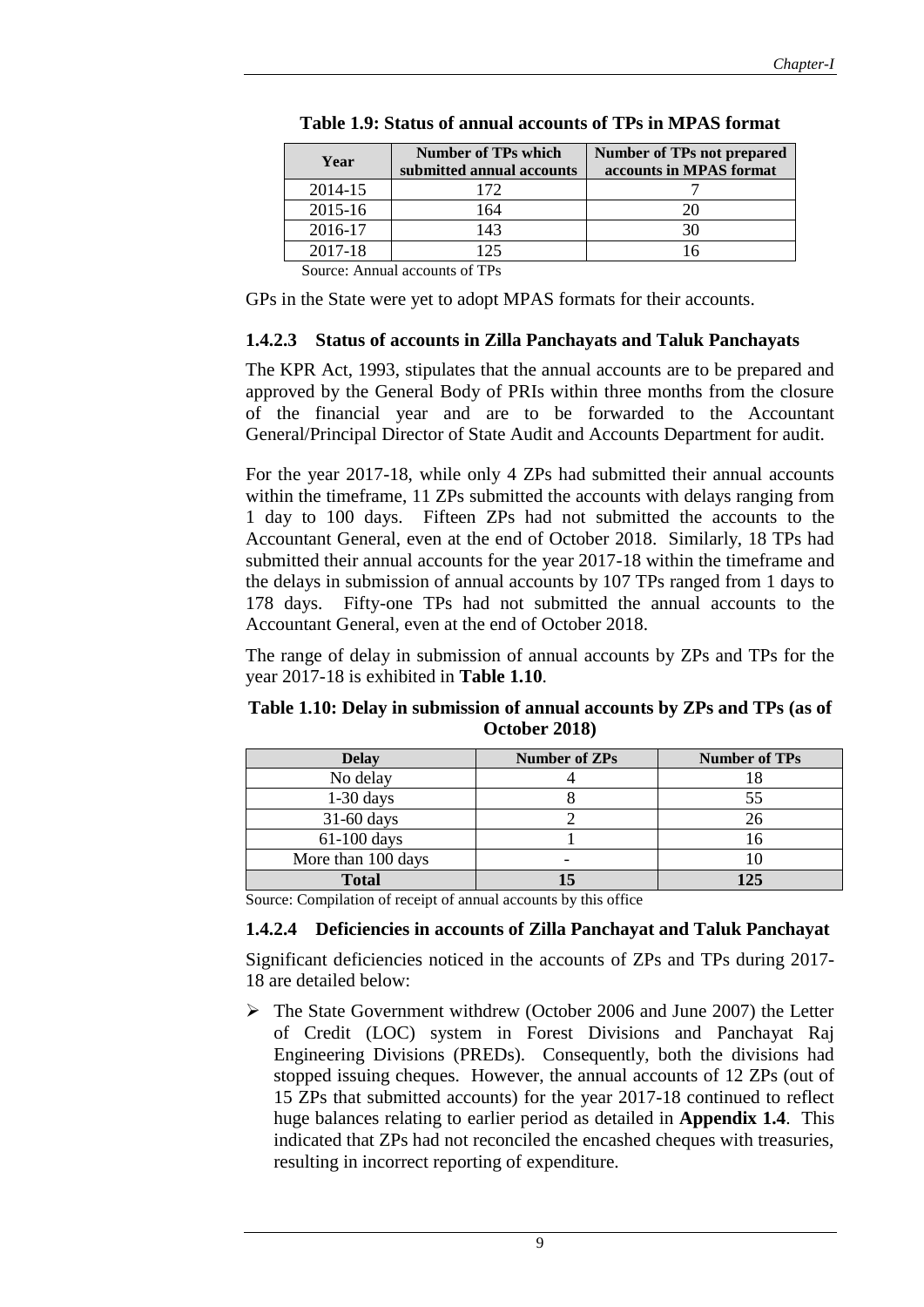**Table 1.9: Status of annual accounts of TPs in MPAS format**

| Year | Number of TPs which submitted annual accounts | Number of TPs not prepared accounts in MPAS format |
|---|---|---|
| 2014-15 | 172 | 7 |
| 2015-16 | 164 | 20 |
| 2016-17 | 143 | 30 |
| 2017-18 | 125 | 16 |

Source: Annual accounts of TPs

GPs in the State were yet to adopt MPAS formats for their accounts.

### 1.4.2.3 Status of accounts in Zilla Panchayats and Taluk Panchayats

The KPR Act, 1993, stipulates that the annual accounts are to be prepared and approved by the General Body of PRIs within three months from the closure of the financial year and are to be forwarded to the Accountant General/Principal Director of State Audit and Accounts Department for audit.

For the year 2017-18, while only 4 ZPs had submitted their annual accounts within the timeframe, 11 ZPs submitted the accounts with delays ranging from 1 day to 100 days. Fifteen ZPs had not submitted the accounts to the Accountant General, even at the end of October 2018. Similarly, 18 TPs had submitted their annual accounts for the year 2017-18 within the timeframe and the delays in submission of annual accounts by 107 TPs ranged from 1 days to 178 days. Fifty-one TPs had not submitted the annual accounts to the Accountant General, even at the end of October 2018.

The range of delay in submission of annual accounts by ZPs and TPs for the year 2017-18 is exhibited in **Table 1.10**.

**Table 1.10: Delay in submission of annual accounts by ZPs and TPs (as of October 2018)**

| Delay | Number of ZPs | Number of TPs |
|---|---|---|
| No delay | 4 | 18 |
| 1-30 days | 8 | 55 |
| 31-60 days | 2 | 26 |
| 61-100 days | 1 | 16 |
| More than 100 days | - | 10 |
| **Total** | **15** | **125** |

Source: Compilation of receipt of annual accounts by this office

### 1.4.2.4 Deficiencies in accounts of Zilla Panchayat and Taluk Panchayat

Significant deficiencies noticed in the accounts of ZPs and TPs during 2017-18 are detailed below:

- The State Government withdrew (October 2006 and June 2007) the Letter of Credit (LOC) system in Forest Divisions and Panchayat Raj Engineering Divisions (PREDs). Consequently, both the divisions had stopped issuing cheques. However, the annual accounts of 12 ZPs (out of 15 ZPs that submitted accounts) for the year 2017-18 continued to reflect huge balances relating to earlier period as detailed in **Appendix 1.4**. This indicated that ZPs had not reconciled the encashed cheques with treasuries, resulting in incorrect reporting of expenditure.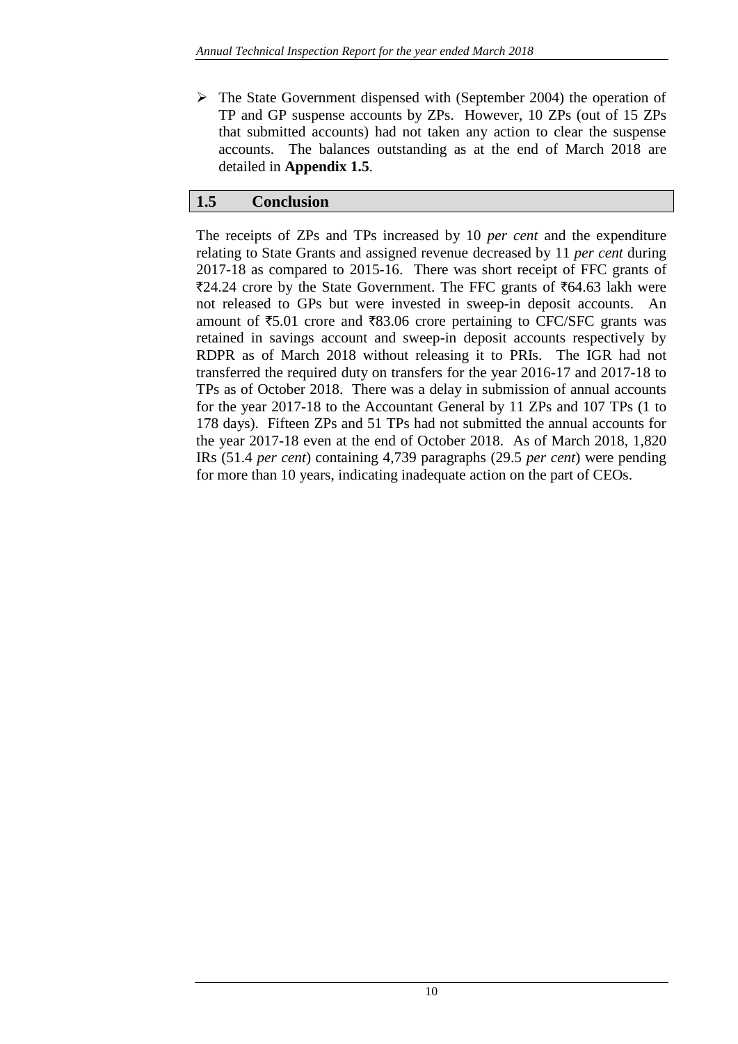- The State Government dispensed with (September 2004) the operation of TP and GP suspense accounts by ZPs. However, 10 ZPs (out of 15 ZPs that submitted accounts) had not taken any action to clear the suspense accounts. The balances outstanding as at the end of March 2018 are detailed in **Appendix 1.5**.

## 1.5 Conclusion

The receipts of ZPs and TPs increased by 10 *per cent* and the expenditure relating to State Grants and assigned revenue decreased by 11 *per cent* during 2017-18 as compared to 2015-16. There was short receipt of FFC grants of ₹24.24 crore by the State Government. The FFC grants of ₹64.63 lakh were not released to GPs but were invested in sweep-in deposit accounts. An amount of ₹5.01 crore and ₹83.06 crore pertaining to CFC/SFC grants was retained in savings account and sweep-in deposit accounts respectively by RDPR as of March 2018 without releasing it to PRIs. The IGR had not transferred the required duty on transfers for the year 2016-17 and 2017-18 to TPs as of October 2018. There was a delay in submission of annual accounts for the year 2017-18 to the Accountant General by 11 ZPs and 107 TPs (1 to 178 days). Fifteen ZPs and 51 TPs had not submitted the annual accounts for the year 2017-18 even at the end of October 2018. As of March 2018, 1,820 IRs (51.4 *per cent*) containing 4,739 paragraphs (29.5 *per cent*) were pending for more than 10 years, indicating inadequate action on the part of CEOs.